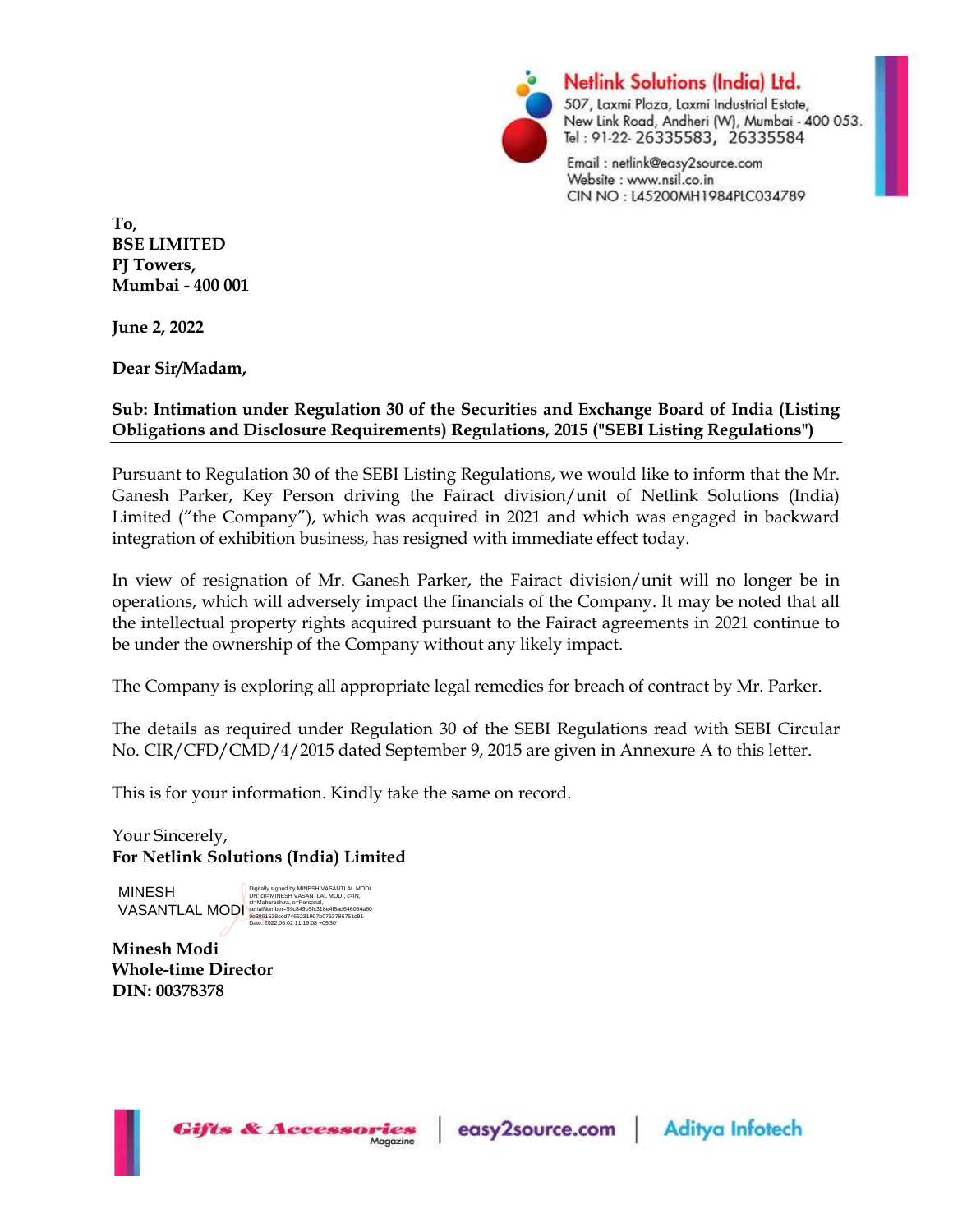**Netlink Solutions (India) Ltd.**
507, Laxmi Plaza, Laxmi Industrial Estate,
New Link Road, Andheri (W), Mumbai - 400 053.
Tel : 91-22- 26335583, 26335584
Email : netlink@easy2source.com
Website : www.nsil.co.in
CIN NO : L45200MH1984PLC034789

**To,**
**BSE LIMITED**
**PJ Towers,**
**Mumbai - 400 001**

**June 2, 2022**

**Dear Sir/Madam,**

**Sub: Intimation under Regulation 30 of the Securities and Exchange Board of India (Listing Obligations and Disclosure Requirements) Regulations, 2015 ("SEBI Listing Regulations")**

Pursuant to Regulation 30 of the SEBI Listing Regulations, we would like to inform that the Mr. Ganesh Parker, Key Person driving the Fairact division/unit of Netlink Solutions (India) Limited ("the Company"), which was acquired in 2021 and which was engaged in backward integration of exhibition business, has resigned with immediate effect today.

In view of resignation of Mr. Ganesh Parker, the Fairact division/unit will no longer be in operations, which will adversely impact the financials of the Company. It may be noted that all the intellectual property rights acquired pursuant to the Fairact agreements in 2021 continue to be under the ownership of the Company without any likely impact.

The Company is exploring all appropriate legal remedies for breach of contract by Mr. Parker.

The details as required under Regulation 30 of the SEBI Regulations read with SEBI Circular No. CIR/CFD/CMD/4/2015 dated September 9, 2015 are given in Annexure A to this letter.

This is for your information. Kindly take the same on record.

Your Sincerely,
**For Netlink Solutions (India) Limited**

MINESH VASANTLAL MODI

Digitally signed by MINESH VASANTLAL MODI
DN: cn=MINESH VASANTLAL MODI, c=IN, st=Maharashtra, o=Personal, serialNumber=59c849b5fc318e4f6ad646054a609e3891538ced7465231907b0763786761c91
Date: 2022.06.02 11:19:08 +05'30'

**Minesh Modi**
**Whole-time Director**
**DIN: 00378378**

Gifts & Accessories Magazine | easy2source.com | Aditya Infotech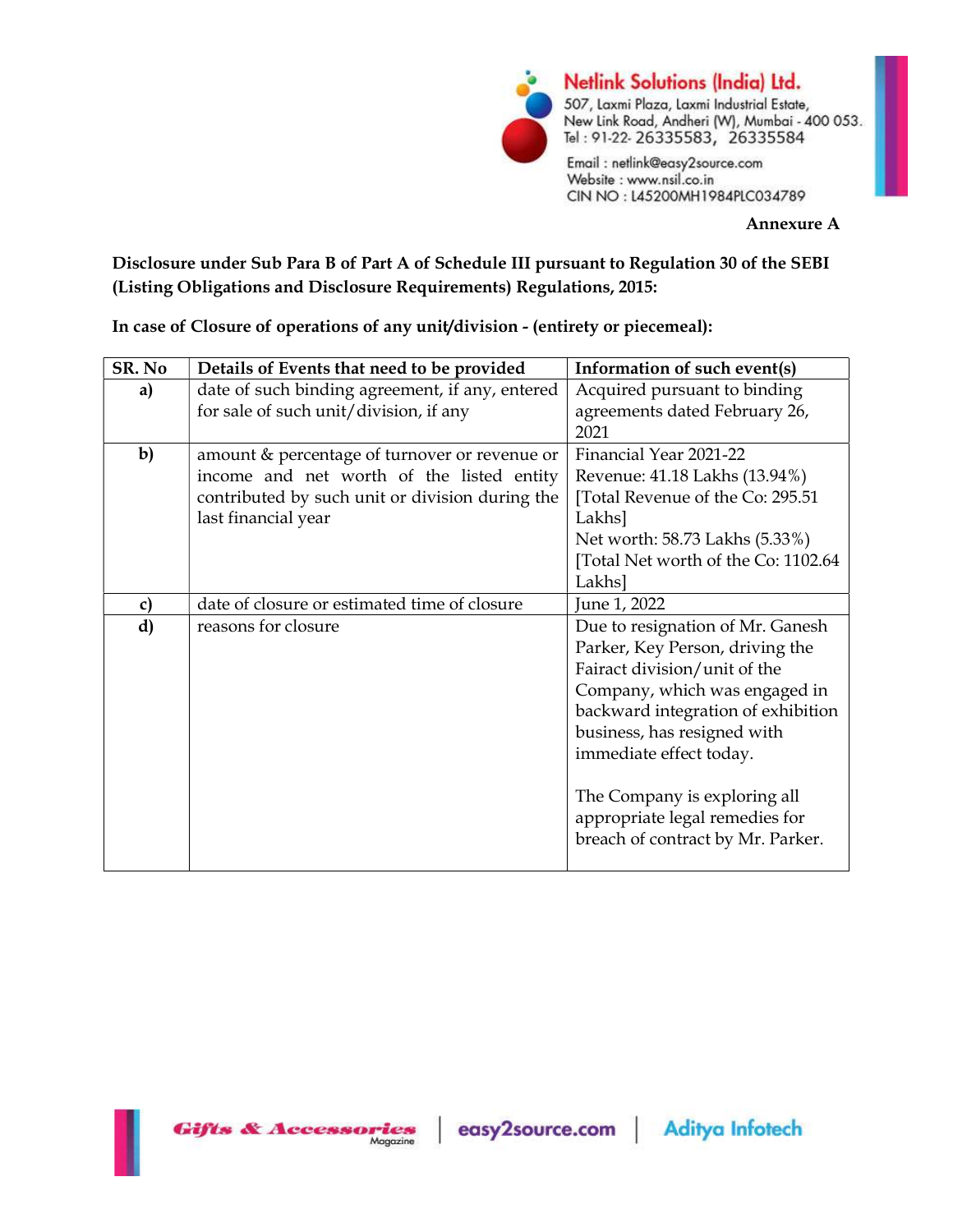**Annexure A**

**Disclosure under Sub Para B of Part A of Schedule III pursuant to Regulation 30 of the SEBI (Listing Obligations and Disclosure Requirements) Regulations, 2015:**

**In case of Closure of operations of any unit/division - (entirety or piecemeal):**

| SR. No | Details of Events that need to be provided | Information of such event(s) |
|---|---|---|
| a) | date of such binding agreement, if any, entered for sale of such unit/division, if any | Acquired pursuant to binding agreements dated February 26, 2021 |
| b) | amount & percentage of turnover or revenue or income and net worth of the listed entity contributed by such unit or division during the last financial year | Financial Year 2021-22<br>Revenue: 41.18 Lakhs (13.94%)<br>[Total Revenue of the Co: 295.51 Lakhs]<br>Net worth: 58.73 Lakhs (5.33%)<br>[Total Net worth of the Co: 1102.64 Lakhs] |
| c) | date of closure or estimated time of closure | June 1, 2022 |
| d) | reasons for closure | Due to resignation of Mr. Ganesh Parker, Key Person, driving the Fairact division/unit of the Company, which was engaged in backward integration of exhibition business, has resigned with immediate effect today.<br><br>The Company is exploring all appropriate legal remedies for breach of contract by Mr. Parker. |